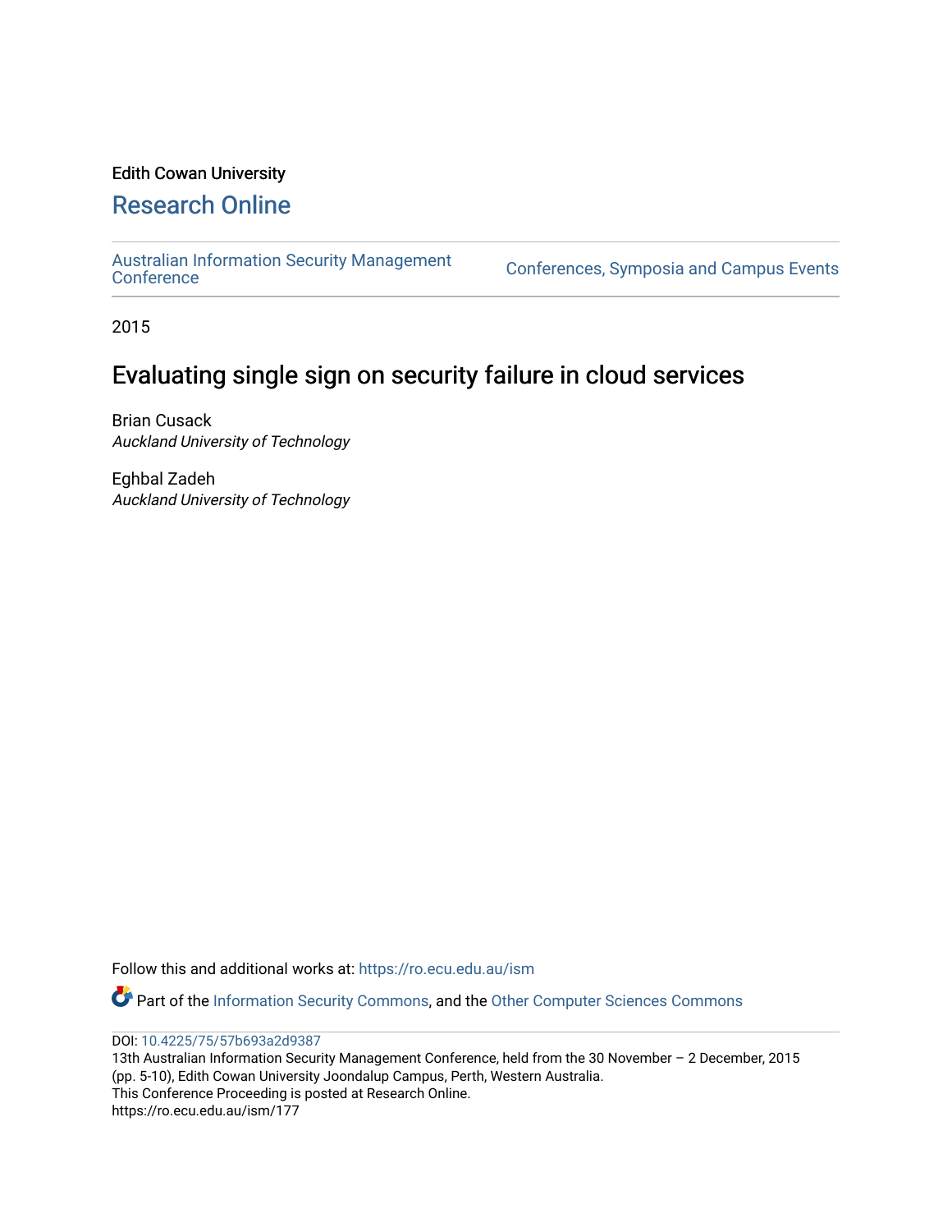Edith Cowan University

## Research Online

Australian Information Security Management Conference | Conferences, Symposia and Campus Events

2015

# Evaluating single sign on security failure in cloud services

Brian Cusack
*Auckland University of Technology*

Eghbal Zadeh
*Auckland University of Technology*

Follow this and additional works at: https://ro.ecu.edu.au/ism

Part of the Information Security Commons, and the Other Computer Sciences Commons

DOI: 10.4225/75/57b693a2d9387
13th Australian Information Security Management Conference, held from the 30 November – 2 December, 2015 (pp. 5-10), Edith Cowan University Joondalup Campus, Perth, Western Australia.
This Conference Proceeding is posted at Research Online.
https://ro.ecu.edu.au/ism/177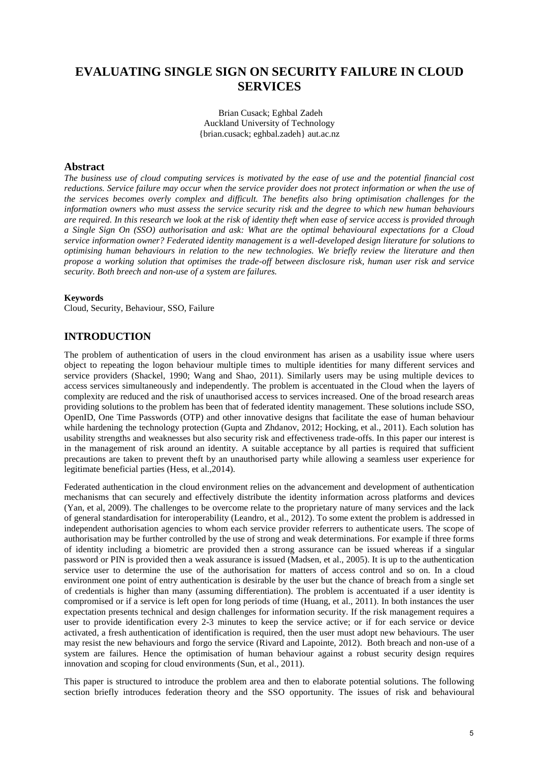# EVALUATING SINGLE SIGN ON SECURITY FAILURE IN CLOUD SERVICES

Brian Cusack; Eghbal Zadeh
Auckland University of Technology
{brian.cusack; eghbal.zadeh} aut.ac.nz

## Abstract

*The business use of cloud computing services is motivated by the ease of use and the potential financial cost reductions. Service failure may occur when the service provider does not protect information or when the use of the services becomes overly complex and difficult. The benefits also bring optimisation challenges for the information owners who must assess the service security risk and the degree to which new human behaviours are required. In this research we look at the risk of identity theft when ease of service access is provided through a Single Sign On (SSO) authorisation and ask: What are the optimal behavioural expectations for a Cloud service information owner? Federated identity management is a well-developed design literature for solutions to optimising human behaviours in relation to the new technologies. We briefly review the literature and then propose a working solution that optimises the trade-off between disclosure risk, human user risk and service security. Both breech and non-use of a system are failures.*

**Keywords**

Cloud, Security, Behaviour, SSO, Failure

## INTRODUCTION

The problem of authentication of users in the cloud environment has arisen as a usability issue where users object to repeating the logon behaviour multiple times to multiple identities for many different services and service providers (Shackel, 1990; Wang and Shao, 2011). Similarly users may be using multiple devices to access services simultaneously and independently. The problem is accentuated in the Cloud when the layers of complexity are reduced and the risk of unauthorised access to services increased. One of the broad research areas providing solutions to the problem has been that of federated identity management. These solutions include SSO, OpenID, One Time Passwords (OTP) and other innovative designs that facilitate the ease of human behaviour while hardening the technology protection (Gupta and Zhdanov, 2012; Hocking, et al., 2011). Each solution has usability strengths and weaknesses but also security risk and effectiveness trade-offs. In this paper our interest is in the management of risk around an identity. A suitable acceptance by all parties is required that sufficient precautions are taken to prevent theft by an unauthorised party while allowing a seamless user experience for legitimate beneficial parties (Hess, et al.,2014).

Federated authentication in the cloud environment relies on the advancement and development of authentication mechanisms that can securely and effectively distribute the identity information across platforms and devices (Yan, et al, 2009). The challenges to be overcome relate to the proprietary nature of many services and the lack of general standardisation for interoperability (Leandro, et al., 2012). To some extent the problem is addressed in independent authorisation agencies to whom each service provider referrers to authenticate users. The scope of authorisation may be further controlled by the use of strong and weak determinations. For example if three forms of identity including a biometric are provided then a strong assurance can be issued whereas if a singular password or PIN is provided then a weak assurance is issued (Madsen, et al., 2005). It is up to the authorisation service user to determine the use of the authorisation for matters of access control and so on. In a cloud environment one point of entry authentication is desirable by the user but the chance of breach from a single set of credentials is higher than many (assuming differentiation). The problem is accentuated if a user identity is compromised or if a service is left open for long periods of time (Huang, et al., 2011). In both instances the user expectation presents technical and design challenges for information security. If the risk management requires a user to provide identification every 2-3 minutes to keep the service active; or if for each service or device activated, a fresh authentication of identification is required, then the user must adopt new behaviours. The user may resist the new behaviours and forgo the service (Rivard and Lapointe, 2012). Both breach and non-use of a system are failures. Hence the optimisation of human behaviour against a robust security design requires innovation and scoping for cloud environments (Sun, et al., 2011).

This paper is structured to introduce the problem area and then to elaborate potential solutions. The following section briefly introduces federation theory and the SSO opportunity. The issues of risk and behavioural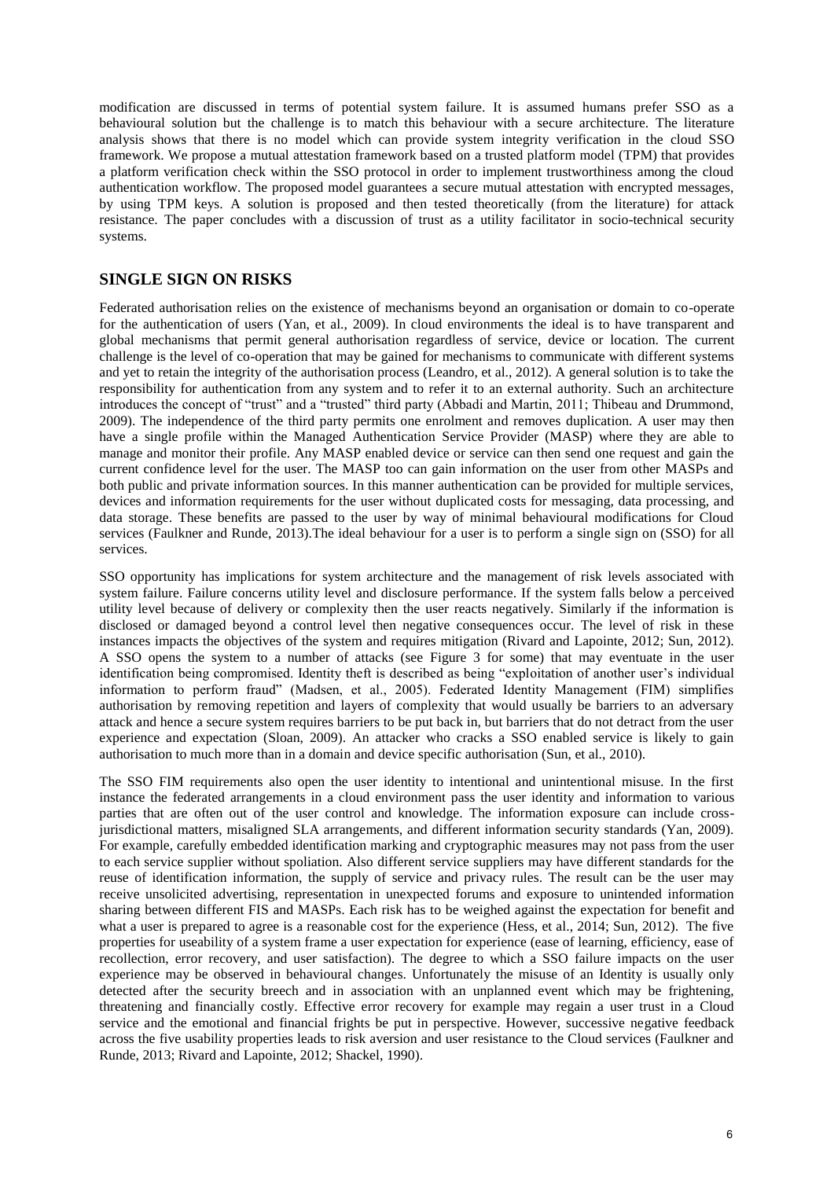modification are discussed in terms of potential system failure. It is assumed humans prefer SSO as a behavioural solution but the challenge is to match this behaviour with a secure architecture. The literature analysis shows that there is no model which can provide system integrity verification in the cloud SSO framework. We propose a mutual attestation framework based on a trusted platform model (TPM) that provides a platform verification check within the SSO protocol in order to implement trustworthiness among the cloud authentication workflow. The proposed model guarantees a secure mutual attestation with encrypted messages, by using TPM keys. A solution is proposed and then tested theoretically (from the literature) for attack resistance. The paper concludes with a discussion of trust as a utility facilitator in socio-technical security systems.

## SINGLE SIGN ON RISKS

Federated authorisation relies on the existence of mechanisms beyond an organisation or domain to co-operate for the authentication of users (Yan, et al., 2009). In cloud environments the ideal is to have transparent and global mechanisms that permit general authorisation regardless of service, device or location. The current challenge is the level of co-operation that may be gained for mechanisms to communicate with different systems and yet to retain the integrity of the authorisation process (Leandro, et al., 2012). A general solution is to take the responsibility for authentication from any system and to refer it to an external authority. Such an architecture introduces the concept of "trust" and a "trusted" third party (Abbadi and Martin, 2011; Thibeau and Drummond, 2009). The independence of the third party permits one enrolment and removes duplication. A user may then have a single profile within the Managed Authentication Service Provider (MASP) where they are able to manage and monitor their profile. Any MASP enabled device or service can then send one request and gain the current confidence level for the user. The MASP too can gain information on the user from other MASPs and both public and private information sources. In this manner authentication can be provided for multiple services, devices and information requirements for the user without duplicated costs for messaging, data processing, and data storage. These benefits are passed to the user by way of minimal behavioural modifications for Cloud services (Faulkner and Runde, 2013).The ideal behaviour for a user is to perform a single sign on (SSO) for all services.

SSO opportunity has implications for system architecture and the management of risk levels associated with system failure. Failure concerns utility level and disclosure performance. If the system falls below a perceived utility level because of delivery or complexity then the user reacts negatively. Similarly if the information is disclosed or damaged beyond a control level then negative consequences occur. The level of risk in these instances impacts the objectives of the system and requires mitigation (Rivard and Lapointe, 2012; Sun, 2012). A SSO opens the system to a number of attacks (see Figure 3 for some) that may eventuate in the user identification being compromised. Identity theft is described as being "exploitation of another user's individual information to perform fraud" (Madsen, et al., 2005). Federated Identity Management (FIM) simplifies authorisation by removing repetition and layers of complexity that would usually be barriers to an adversary attack and hence a secure system requires barriers to be put back in, but barriers that do not detract from the user experience and expectation (Sloan, 2009). An attacker who cracks a SSO enabled service is likely to gain authorisation to much more than in a domain and device specific authorisation (Sun, et al., 2010).

The SSO FIM requirements also open the user identity to intentional and unintentional misuse. In the first instance the federated arrangements in a cloud environment pass the user identity and information to various parties that are often out of the user control and knowledge. The information exposure can include cross-jurisdictional matters, misaligned SLA arrangements, and different information security standards (Yan, 2009). For example, carefully embedded identification marking and cryptographic measures may not pass from the user to each service supplier without spoliation. Also different service suppliers may have different standards for the reuse of identification information, the supply of service and privacy rules. The result can be the user may receive unsolicited advertising, representation in unexpected forums and exposure to unintended information sharing between different FIS and MASPs. Each risk has to be weighed against the expectation for benefit and what a user is prepared to agree is a reasonable cost for the experience (Hess, et al., 2014; Sun, 2012). The five properties for useability of a system frame a user expectation for experience (ease of learning, efficiency, ease of recollection, error recovery, and user satisfaction). The degree to which a SSO failure impacts on the user experience may be observed in behavioural changes. Unfortunately the misuse of an Identity is usually only detected after the security breech and in association with an unplanned event which may be frightening, threatening and financially costly. Effective error recovery for example may regain a user trust in a Cloud service and the emotional and financial frights be put in perspective. However, successive negative feedback across the five usability properties leads to risk aversion and user resistance to the Cloud services (Faulkner and Runde, 2013; Rivard and Lapointe, 2012; Shackel, 1990).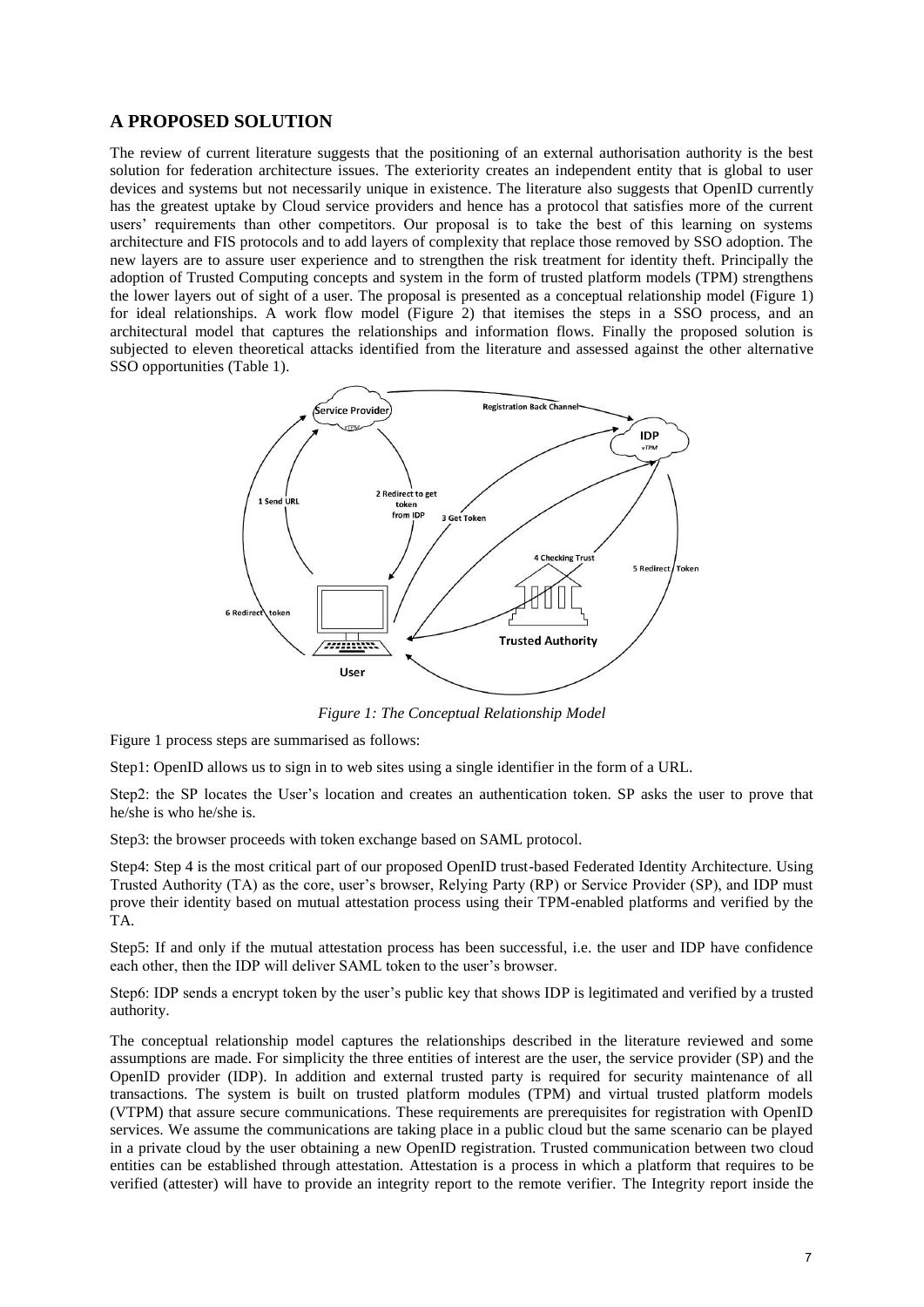## A PROPOSED SOLUTION

The review of current literature suggests that the positioning of an external authorisation authority is the best solution for federation architecture issues. The exteriority creates an independent entity that is global to user devices and systems but not necessarily unique in existence. The literature also suggests that OpenID currently has the greatest uptake by Cloud service providers and hence has a protocol that satisfies more of the current users' requirements than other competitors. Our proposal is to take the best of this learning on systems architecture and FIS protocols and to add layers of complexity that replace those removed by SSO adoption. The new layers are to assure user experience and to strengthen the risk treatment for identity theft. Principally the adoption of Trusted Computing concepts and system in the form of trusted platform models (TPM) strengthens the lower layers out of sight of a user. The proposal is presented as a conceptual relationship model (Figure 1) for ideal relationships. A work flow model (Figure 2) that itemises the steps in a SSO process, and an architectural model that captures the relationships and information flows. Finally the proposed solution is subjected to eleven theoretical attacks identified from the literature and assessed against the other alternative SSO opportunities (Table 1).

*Figure 1: The Conceptual Relationship Model*

Figure 1 process steps are summarised as follows:

Step1: OpenID allows us to sign in to web sites using a single identifier in the form of a URL.

Step2: the SP locates the User's location and creates an authentication token. SP asks the user to prove that he/she is who he/she is.

Step3: the browser proceeds with token exchange based on SAML protocol.

Step4: Step 4 is the most critical part of our proposed OpenID trust-based Federated Identity Architecture. Using Trusted Authority (TA) as the core, user's browser, Relying Party (RP) or Service Provider (SP), and IDP must prove their identity based on mutual attestation process using their TPM-enabled platforms and verified by the TA.

Step5: If and only if the mutual attestation process has been successful, i.e. the user and IDP have confidence each other, then the IDP will deliver SAML token to the user's browser.

Step6: IDP sends a encrypt token by the user's public key that shows IDP is legitimated and verified by a trusted authority.

The conceptual relationship model captures the relationships described in the literature reviewed and some assumptions are made. For simplicity the three entities of interest are the user, the service provider (SP) and the OpenID provider (IDP). In addition and external trusted party is required for security maintenance of all transactions. The system is built on trusted platform modules (TPM) and virtual trusted platform models (VTPM) that assure secure communications. These requirements are prerequisites for registration with OpenID services. We assume the communications are taking place in a public cloud but the same scenario can be played in a private cloud by the user obtaining a new OpenID registration. Trusted communication between two cloud entities can be established through attestation. Attestation is a process in which a platform that requires to be verified (attester) will have to provide an integrity report to the remote verifier. The Integrity report inside the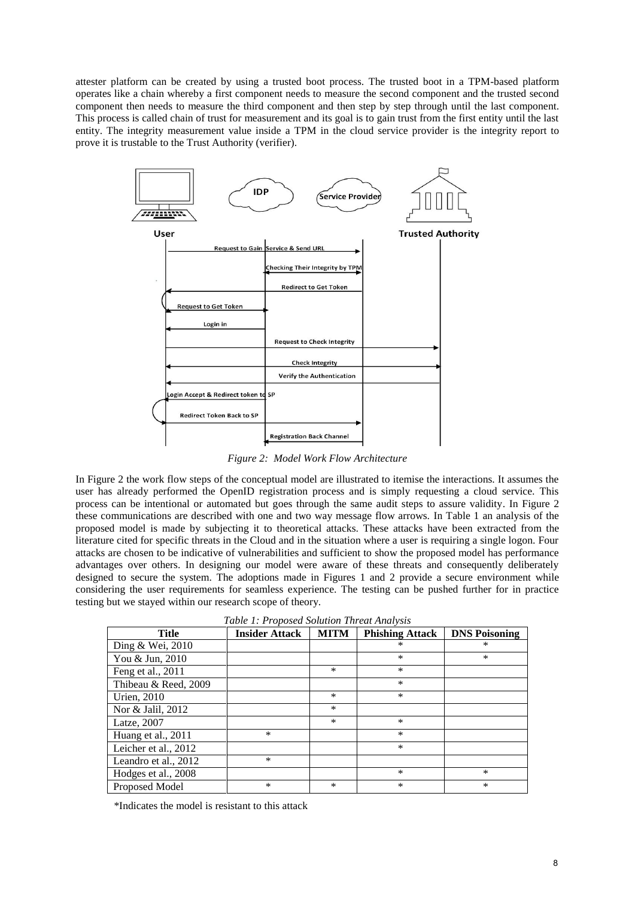attester platform can be created by using a trusted boot process. The trusted boot in a TPM-based platform operates like a chain whereby a first component needs to measure the second component and the trusted second component then needs to measure the third component and then step by step through until the last component. This process is called chain of trust for measurement and its goal is to gain trust from the first entity until the last entity. The integrity measurement value inside a TPM in the cloud service provider is the integrity report to prove it is trustable to the Trust Authority (verifier).

*Figure 2: Model Work Flow Architecture*

In Figure 2 the work flow steps of the conceptual model are illustrated to itemise the interactions. It assumes the user has already performed the OpenID registration process and is simply requesting a cloud service. This process can be intentional or automated but goes through the same audit steps to assure validity. In Figure 2 these communications are described with one and two way message flow arrows. In Table 1 an analysis of the proposed model is made by subjecting it to theoretical attacks. These attacks have been extracted from the literature cited for specific threats in the Cloud and in the situation where a user is requiring a single logon. Four attacks are chosen to be indicative of vulnerabilities and sufficient to show the proposed model has performance advantages over others. In designing our model were aware of these threats and consequently deliberately designed to secure the system. The adoptions made in Figures 1 and 2 provide a secure environment while considering the user requirements for seamless experience. The testing can be pushed further for in practice testing but we stayed within our research scope of theory.

*Table 1: Proposed Solution Threat Analysis*

| Title | Insider Attack | MITM | Phishing Attack | DNS Poisoning |
|---|---|---|---|---|
| Ding & Wei, 2010 | | | * | * |
| You & Jun, 2010 | | | * | * |
| Feng et al., 2011 | | * | * | |
| Thibeau & Reed, 2009 | | | * | |
| Urien, 2010 | | * | * | |
| Nor & Jalil, 2012 | | * | | |
| Latze, 2007 | | * | * | |
| Huang et al., 2011 | * | | * | |
| Leicher et al., 2012 | | | * | |
| Leandro et al., 2012 | * | | | |
| Hodges et al., 2008 | | | * | * |
| Proposed Model | * | * | * | * |

*Indicates the model is resistant to this attack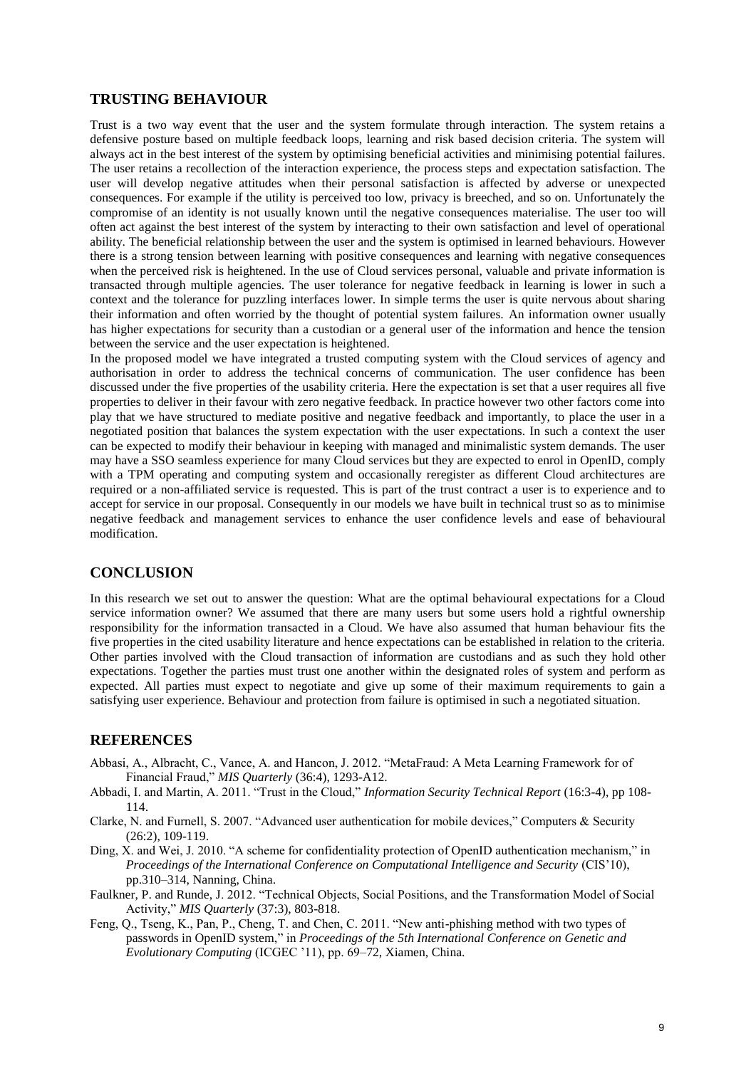## TRUSTING BEHAVIOUR

Trust is a two way event that the user and the system formulate through interaction. The system retains a defensive posture based on multiple feedback loops, learning and risk based decision criteria. The system will always act in the best interest of the system by optimising beneficial activities and minimising potential failures. The user retains a recollection of the interaction experience, the process steps and expectation satisfaction. The user will develop negative attitudes when their personal satisfaction is affected by adverse or unexpected consequences. For example if the utility is perceived too low, privacy is breeched, and so on. Unfortunately the compromise of an identity is not usually known until the negative consequences materialise. The user too will often act against the best interest of the system by interacting to their own satisfaction and level of operational ability. The beneficial relationship between the user and the system is optimised in learned behaviours. However there is a strong tension between learning with positive consequences and learning with negative consequences when the perceived risk is heightened. In the use of Cloud services personal, valuable and private information is transacted through multiple agencies. The user tolerance for negative feedback in learning is lower in such a context and the tolerance for puzzling interfaces lower. In simple terms the user is quite nervous about sharing their information and often worried by the thought of potential system failures. An information owner usually has higher expectations for security than a custodian or a general user of the information and hence the tension between the service and the user expectation is heightened.

In the proposed model we have integrated a trusted computing system with the Cloud services of agency and authorisation in order to address the technical concerns of communication. The user confidence has been discussed under the five properties of the usability criteria. Here the expectation is set that a user requires all five properties to deliver in their favour with zero negative feedback. In practice however two other factors come into play that we have structured to mediate positive and negative feedback and importantly, to place the user in a negotiated position that balances the system expectation with the user expectations. In such a context the user can be expected to modify their behaviour in keeping with managed and minimalistic system demands. The user may have a SSO seamless experience for many Cloud services but they are expected to enrol in OpenID, comply with a TPM operating and computing system and occasionally reregister as different Cloud architectures are required or a non-affiliated service is requested. This is part of the trust contract a user is to experience and to accept for service in our proposal. Consequently in our models we have built in technical trust so as to minimise negative feedback and management services to enhance the user confidence levels and ease of behavioural modification.

## CONCLUSION

In this research we set out to answer the question: What are the optimal behavioural expectations for a Cloud service information owner? We assumed that there are many users but some users hold a rightful ownership responsibility for the information transacted in a Cloud. We have also assumed that human behaviour fits the five properties in the cited usability literature and hence expectations can be established in relation to the criteria. Other parties involved with the Cloud transaction of information are custodians and as such they hold other expectations. Together the parties must trust one another within the designated roles of system and perform as expected. All parties must expect to negotiate and give up some of their maximum requirements to gain a satisfying user experience. Behaviour and protection from failure is optimised in such a negotiated situation.

## REFERENCES

Abbasi, A., Albracht, C., Vance, A. and Hancon, J. 2012. "MetaFraud: A Meta Learning Framework for of Financial Fraud," *MIS Quarterly* (36:4), 1293-A12.

Abbadi, I. and Martin, A. 2011. "Trust in the Cloud," *Information Security Technical Report* (16:3-4), pp 108-114.

Clarke, N. and Furnell, S. 2007. "Advanced user authentication for mobile devices," Computers & Security (26:2), 109-119.

Ding, X. and Wei, J. 2010. "A scheme for confidentiality protection of OpenID authentication mechanism," in *Proceedings of the International Conference on Computational Intelligence and Security* (CIS'10), pp.310–314, Nanning, China.

Faulkner, P. and Runde, J. 2012. "Technical Objects, Social Positions, and the Transformation Model of Social Activity," *MIS Quarterly* (37:3), 803-818.

Feng, Q., Tseng, K., Pan, P., Cheng, T. and Chen, C. 2011. "New anti-phishing method with two types of passwords in OpenID system," in *Proceedings of the 5th International Conference on Genetic and Evolutionary Computing* (ICGEC '11), pp. 69–72, Xiamen, China.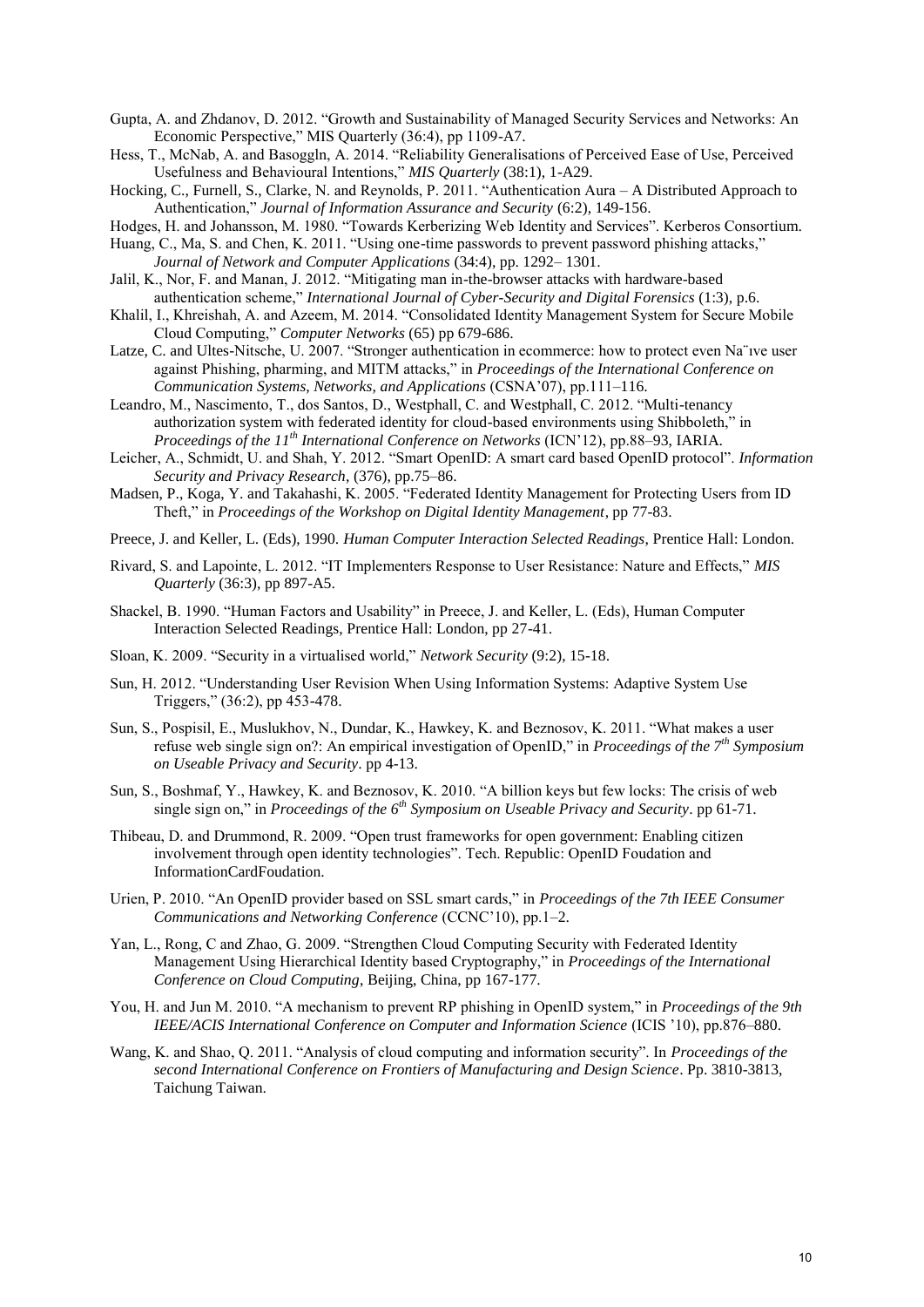Gupta, A. and Zhdanov, D. 2012. "Growth and Sustainability of Managed Security Services and Networks: An Economic Perspective," MIS Quarterly (36:4), pp 1109-A7.

Hess, T., McNab, A. and Basoggln, A. 2014. "Reliability Generalisations of Perceived Ease of Use, Perceived Usefulness and Behavioural Intentions," *MIS Quarterly* (38:1), 1-A29.

Hocking, C., Furnell, S., Clarke, N. and Reynolds, P. 2011. "Authentication Aura – A Distributed Approach to Authentication," *Journal of Information Assurance and Security* (6:2), 149-156.

Hodges, H. and Johansson, M. 1980. "Towards Kerberizing Web Identity and Services". Kerberos Consortium.

Huang, C., Ma, S. and Chen, K. 2011. "Using one-time passwords to prevent password phishing attacks," *Journal of Network and Computer Applications* (34:4), pp. 1292– 1301.

Jalil, K., Nor, F. and Manan, J. 2012. "Mitigating man in-the-browser attacks with hardware-based authentication scheme," *International Journal of Cyber-Security and Digital Forensics* (1:3), p.6.

Khalil, I., Khreishah, A. and Azeem, M. 2014. "Consolidated Identity Management System for Secure Mobile Cloud Computing," *Computer Networks* (65) pp 679-686.

Latze, C. and Ultes-Nitsche, U. 2007. "Stronger authentication in ecommerce: how to protect even Na¨ıve user against Phishing, pharming, and MITM attacks," in *Proceedings of the International Conference on Communication Systems, Networks, and Applications* (CSNA'07), pp.111–116.

Leandro, M., Nascimento, T., dos Santos, D., Westphall, C. and Westphall, C. 2012. "Multi-tenancy authorization system with federated identity for cloud-based environments using Shibboleth," in *Proceedings of the 11th International Conference on Networks* (ICN'12), pp.88–93, IARIA.

Leicher, A., Schmidt, U. and Shah, Y. 2012. "Smart OpenID: A smart card based OpenID protocol". *Information Security and Privacy Research*, (376), pp.75–86.

Madsen, P., Koga, Y. and Takahashi, K. 2005. "Federated Identity Management for Protecting Users from ID Theft," in *Proceedings of the Workshop on Digital Identity Management*, pp 77-83.

Preece, J. and Keller, L. (Eds), 1990. *Human Computer Interaction Selected Readings*, Prentice Hall: London.

Rivard, S. and Lapointe, L. 2012. "IT Implementers Response to User Resistance: Nature and Effects," *MIS Quarterly* (36:3), pp 897-A5.

Shackel, B. 1990. "Human Factors and Usability" in Preece, J. and Keller, L. (Eds), Human Computer Interaction Selected Readings, Prentice Hall: London, pp 27-41.

Sloan, K. 2009. "Security in a virtualised world," *Network Security* (9:2), 15-18.

Sun, H. 2012. "Understanding User Revision When Using Information Systems: Adaptive System Use Triggers," (36:2), pp 453-478.

Sun, S., Pospisil, E., Muslukhov, N., Dundar, K., Hawkey, K. and Beznosov, K. 2011. "What makes a user refuse web single sign on?: An empirical investigation of OpenID," in *Proceedings of the 7th Symposium on Useable Privacy and Security*. pp 4-13.

Sun, S., Boshmaf, Y., Hawkey, K. and Beznosov, K. 2010. "A billion keys but few locks: The crisis of web single sign on," in *Proceedings of the 6th Symposium on Useable Privacy and Security*. pp 61-71.

Thibeau, D. and Drummond, R. 2009. "Open trust frameworks for open government: Enabling citizen involvement through open identity technologies". Tech. Republic: OpenID Foudation and InformationCardFoudation.

Urien, P. 2010. "An OpenID provider based on SSL smart cards," in *Proceedings of the 7th IEEE Consumer Communications and Networking Conference* (CCNC'10), pp.1–2.

Yan, L., Rong, C and Zhao, G. 2009. "Strengthen Cloud Computing Security with Federated Identity Management Using Hierarchical Identity based Cryptography," in *Proceedings of the International Conference on Cloud Computing*, Beijing, China, pp 167-177.

You, H. and Jun M. 2010. "A mechanism to prevent RP phishing in OpenID system," in *Proceedings of the 9th IEEE/ACIS International Conference on Computer and Information Science* (ICIS '10), pp.876–880.

Wang, K. and Shao, Q. 2011. "Analysis of cloud computing and information security". In *Proceedings of the second International Conference on Frontiers of Manufacturing and Design Science*. Pp. 3810-3813, Taichung Taiwan.